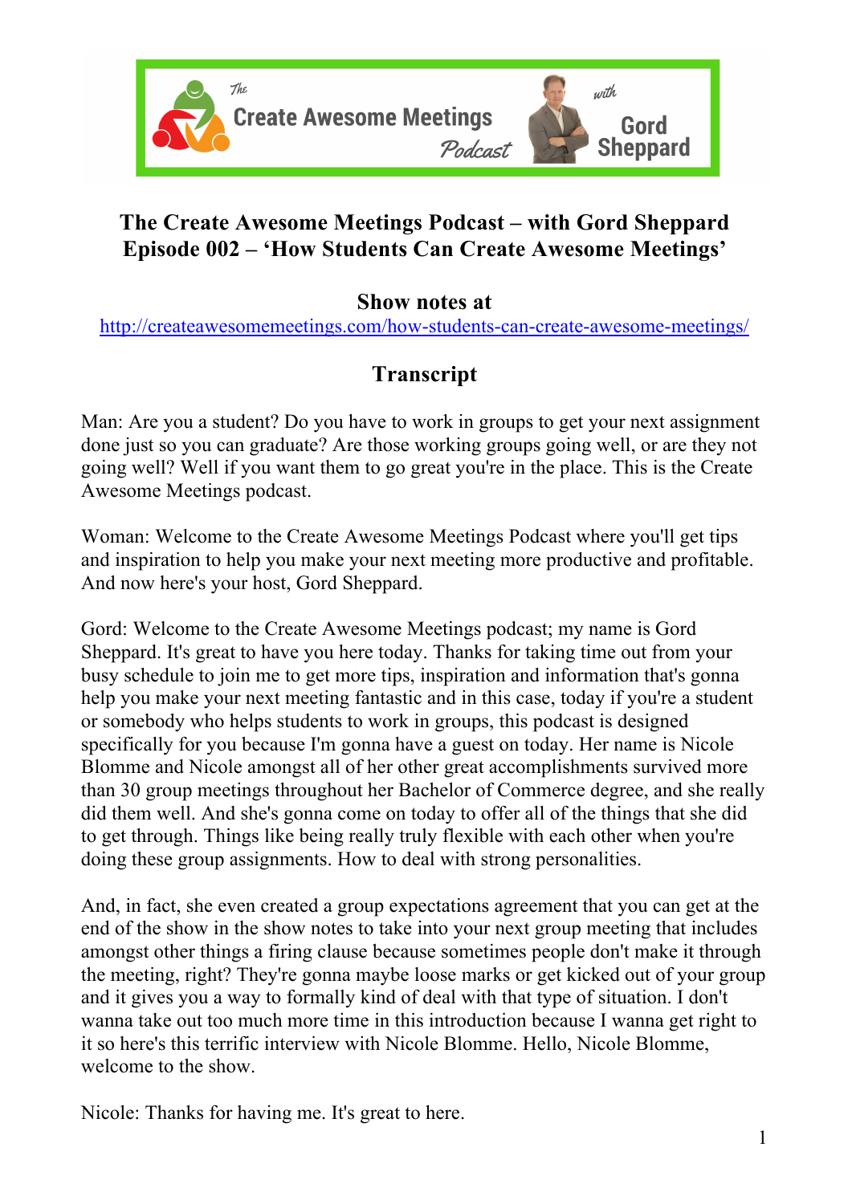# The Create Awesome Meetings Podcast – with Gord Sheppard
# Episode 002 – 'How Students Can Create Awesome Meetings'

## Show notes at

http://createawesomemeetings.com/how-students-can-create-awesome-meetings/

## Transcript

Man: Are you a student? Do you have to work in groups to get your next assignment done just so you can graduate? Are those working groups going well, or are they not going well? Well if you want them to go great you're in the place. This is the Create Awesome Meetings podcast.

Woman: Welcome to the Create Awesome Meetings Podcast where you'll get tips and inspiration to help you make your next meeting more productive and profitable. And now here's your host, Gord Sheppard.

Gord: Welcome to the Create Awesome Meetings podcast; my name is Gord Sheppard. It's great to have you here today. Thanks for taking time out from your busy schedule to join me to get more tips, inspiration and information that's gonna help you make your next meeting fantastic and in this case, today if you're a student or somebody who helps students to work in groups, this podcast is designed specifically for you because I'm gonna have a guest on today. Her name is Nicole Blomme and Nicole amongst all of her other great accomplishments survived more than 30 group meetings throughout her Bachelor of Commerce degree, and she really did them well. And she's gonna come on today to offer all of the things that she did to get through. Things like being really truly flexible with each other when you're doing these group assignments. How to deal with strong personalities.

And, in fact, she even created a group expectations agreement that you can get at the end of the show in the show notes to take into your next group meeting that includes amongst other things a firing clause because sometimes people don't make it through the meeting, right? They're gonna maybe loose marks or get kicked out of your group and it gives you a way to formally kind of deal with that type of situation. I don't wanna take out too much more time in this introduction because I wanna get right to it so here's this terrific interview with Nicole Blomme. Hello, Nicole Blomme, welcome to the show.

Nicole: Thanks for having me. It's great to here.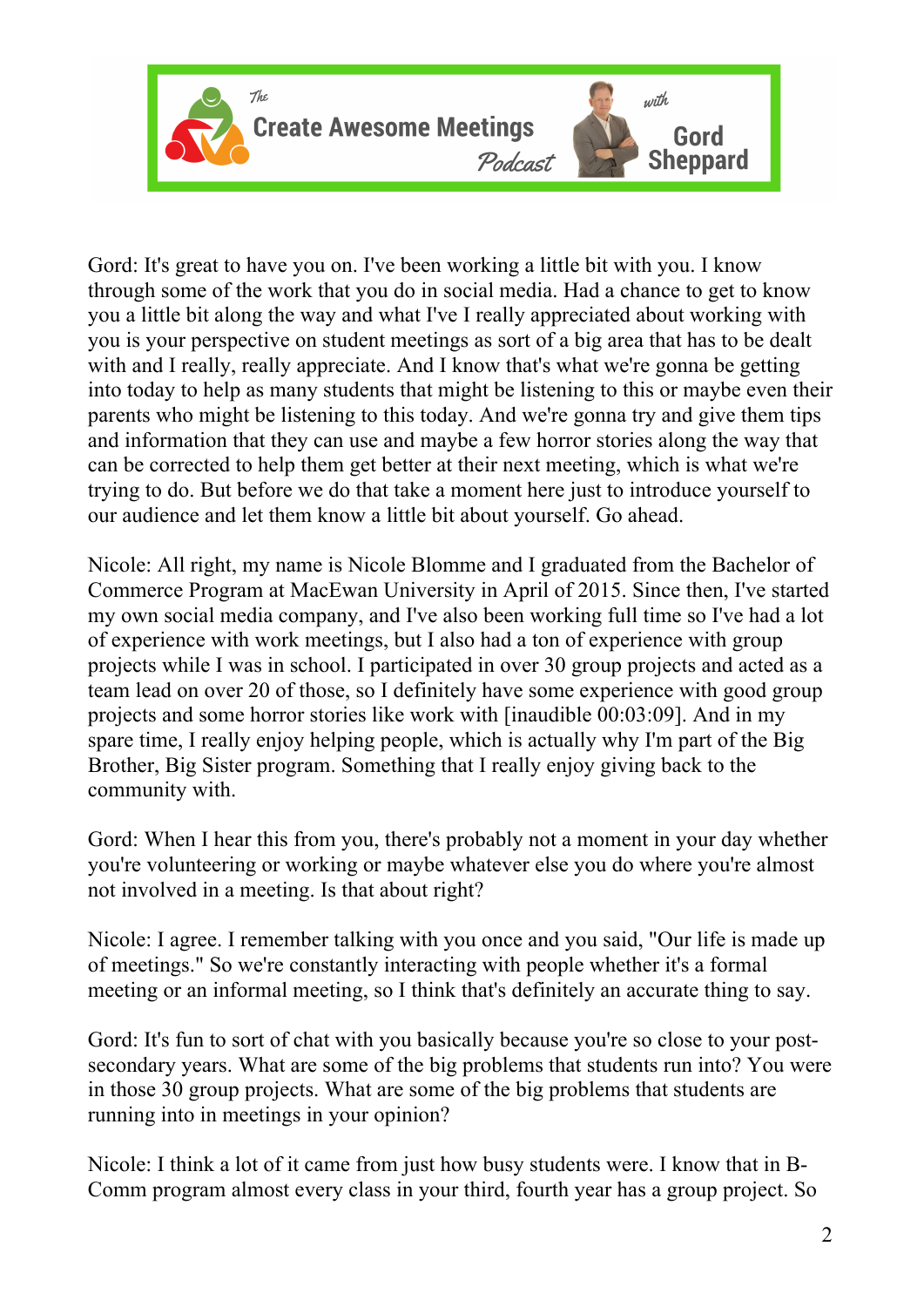Gord: It's great to have you on. I've been working a little bit with you. I know through some of the work that you do in social media. Had a chance to get to know you a little bit along the way and what I've I really appreciated about working with you is your perspective on student meetings as sort of a big area that has to be dealt with and I really, really appreciate. And I know that's what we're gonna be getting into today to help as many students that might be listening to this or maybe even their parents who might be listening to this today. And we're gonna try and give them tips and information that they can use and maybe a few horror stories along the way that can be corrected to help them get better at their next meeting, which is what we're trying to do. But before we do that take a moment here just to introduce yourself to our audience and let them know a little bit about yourself. Go ahead.

Nicole: All right, my name is Nicole Blomme and I graduated from the Bachelor of Commerce Program at MacEwan University in April of 2015. Since then, I've started my own social media company, and I've also been working full time so I've had a lot of experience with work meetings, but I also had a ton of experience with group projects while I was in school. I participated in over 30 group projects and acted as a team lead on over 20 of those, so I definitely have some experience with good group projects and some horror stories like work with [inaudible 00:03:09]. And in my spare time, I really enjoy helping people, which is actually why I'm part of the Big Brother, Big Sister program. Something that I really enjoy giving back to the community with.

Gord: When I hear this from you, there's probably not a moment in your day whether you're volunteering or working or maybe whatever else you do where you're almost not involved in a meeting. Is that about right?

Nicole: I agree. I remember talking with you once and you said, "Our life is made up of meetings." So we're constantly interacting with people whether it's a formal meeting or an informal meeting, so I think that's definitely an accurate thing to say.

Gord: It's fun to sort of chat with you basically because you're so close to your post-secondary years. What are some of the big problems that students run into? You were in those 30 group projects. What are some of the big problems that students are running into in meetings in your opinion?

Nicole: I think a lot of it came from just how busy students were. I know that in B-Comm program almost every class in your third, fourth year has a group project. So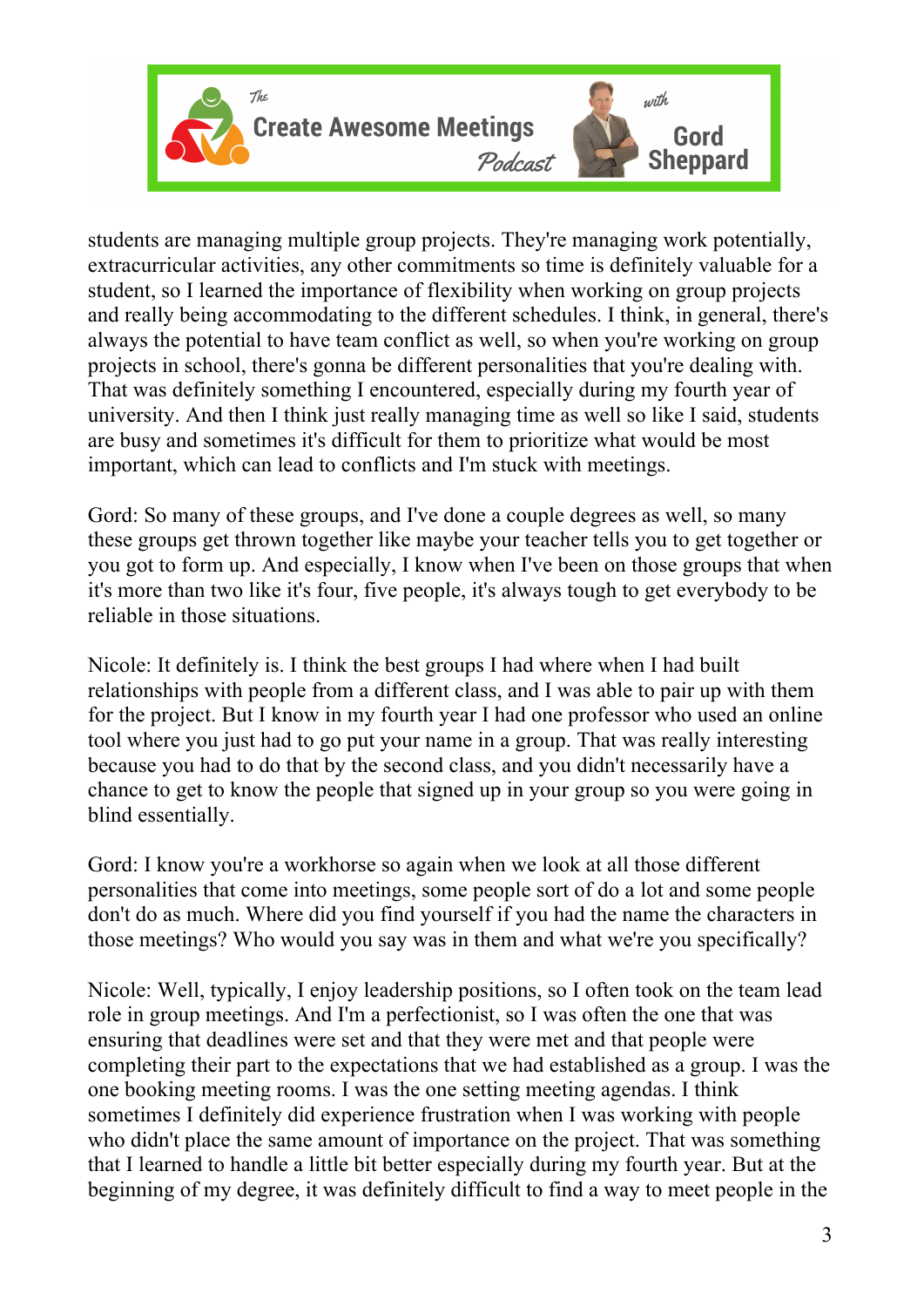students are managing multiple group projects. They're managing work potentially, extracurricular activities, any other commitments so time is definitely valuable for a student, so I learned the importance of flexibility when working on group projects and really being accommodating to the different schedules. I think, in general, there's always the potential to have team conflict as well, so when you're working on group projects in school, there's gonna be different personalities that you're dealing with. That was definitely something I encountered, especially during my fourth year of university. And then I think just really managing time as well so like I said, students are busy and sometimes it's difficult for them to prioritize what would be most important, which can lead to conflicts and I'm stuck with meetings.

Gord: So many of these groups, and I've done a couple degrees as well, so many these groups get thrown together like maybe your teacher tells you to get together or you got to form up. And especially, I know when I've been on those groups that when it's more than two like it's four, five people, it's always tough to get everybody to be reliable in those situations.

Nicole: It definitely is. I think the best groups I had where when I had built relationships with people from a different class, and I was able to pair up with them for the project. But I know in my fourth year I had one professor who used an online tool where you just had to go put your name in a group. That was really interesting because you had to do that by the second class, and you didn't necessarily have a chance to get to know the people that signed up in your group so you were going in blind essentially.

Gord: I know you're a workhorse so again when we look at all those different personalities that come into meetings, some people sort of do a lot and some people don't do as much. Where did you find yourself if you had the name the characters in those meetings? Who would you say was in them and what we're you specifically?

Nicole: Well, typically, I enjoy leadership positions, so I often took on the team lead role in group meetings. And I'm a perfectionist, so I was often the one that was ensuring that deadlines were set and that they were met and that people were completing their part to the expectations that we had established as a group. I was the one booking meeting rooms. I was the one setting meeting agendas. I think sometimes I definitely did experience frustration when I was working with people who didn't place the same amount of importance on the project. That was something that I learned to handle a little bit better especially during my fourth year. But at the beginning of my degree, it was definitely difficult to find a way to meet people in the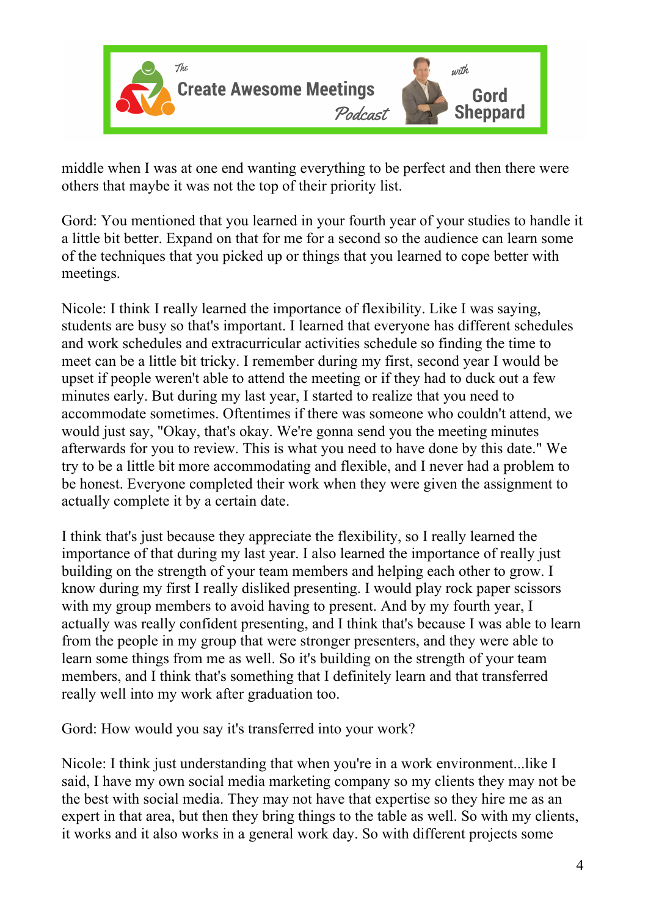middle when I was at one end wanting everything to be perfect and then there were others that maybe it was not the top of their priority list.

Gord: You mentioned that you learned in your fourth year of your studies to handle it a little bit better. Expand on that for me for a second so the audience can learn some of the techniques that you picked up or things that you learned to cope better with meetings.

Nicole: I think I really learned the importance of flexibility. Like I was saying, students are busy so that's important. I learned that everyone has different schedules and work schedules and extracurricular activities schedule so finding the time to meet can be a little bit tricky. I remember during my first, second year I would be upset if people weren't able to attend the meeting or if they had to duck out a few minutes early. But during my last year, I started to realize that you need to accommodate sometimes. Oftentimes if there was someone who couldn't attend, we would just say, "Okay, that's okay. We're gonna send you the meeting minutes afterwards for you to review. This is what you need to have done by this date." We try to be a little bit more accommodating and flexible, and I never had a problem to be honest. Everyone completed their work when they were given the assignment to actually complete it by a certain date.

I think that's just because they appreciate the flexibility, so I really learned the importance of that during my last year. I also learned the importance of really just building on the strength of your team members and helping each other to grow. I know during my first I really disliked presenting. I would play rock paper scissors with my group members to avoid having to present. And by my fourth year, I actually was really confident presenting, and I think that's because I was able to learn from the people in my group that were stronger presenters, and they were able to learn some things from me as well. So it's building on the strength of your team members, and I think that's something that I definitely learn and that transferred really well into my work after graduation too.

Gord: How would you say it's transferred into your work?

Nicole: I think just understanding that when you're in a work environment...like I said, I have my own social media marketing company so my clients they may not be the best with social media. They may not have that expertise so they hire me as an expert in that area, but then they bring things to the table as well. So with my clients, it works and it also works in a general work day. So with different projects some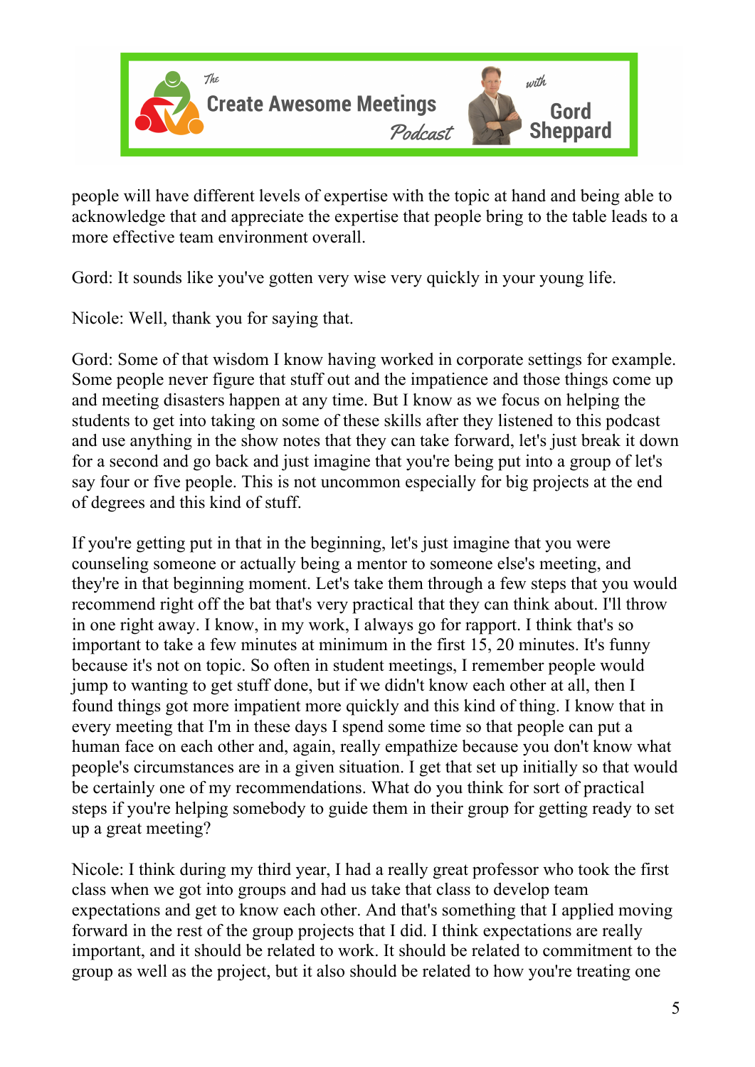people will have different levels of expertise with the topic at hand and being able to acknowledge that and appreciate the expertise that people bring to the table leads to a more effective team environment overall.

Gord: It sounds like you've gotten very wise very quickly in your young life.

Nicole: Well, thank you for saying that.

Gord: Some of that wisdom I know having worked in corporate settings for example. Some people never figure that stuff out and the impatience and those things come up and meeting disasters happen at any time. But I know as we focus on helping the students to get into taking on some of these skills after they listened to this podcast and use anything in the show notes that they can take forward, let's just break it down for a second and go back and just imagine that you're being put into a group of let's say four or five people. This is not uncommon especially for big projects at the end of degrees and this kind of stuff.

If you're getting put in that in the beginning, let's just imagine that you were counseling someone or actually being a mentor to someone else's meeting, and they're in that beginning moment. Let's take them through a few steps that you would recommend right off the bat that's very practical that they can think about. I'll throw in one right away. I know, in my work, I always go for rapport. I think that's so important to take a few minutes at minimum in the first 15, 20 minutes. It's funny because it's not on topic. So often in student meetings, I remember people would jump to wanting to get stuff done, but if we didn't know each other at all, then I found things got more impatient more quickly and this kind of thing. I know that in every meeting that I'm in these days I spend some time so that people can put a human face on each other and, again, really empathize because you don't know what people's circumstances are in a given situation. I get that set up initially so that would be certainly one of my recommendations. What do you think for sort of practical steps if you're helping somebody to guide them in their group for getting ready to set up a great meeting?

Nicole: I think during my third year, I had a really great professor who took the first class when we got into groups and had us take that class to develop team expectations and get to know each other. And that's something that I applied moving forward in the rest of the group projects that I did. I think expectations are really important, and it should be related to work. It should be related to commitment to the group as well as the project, but it also should be related to how you're treating one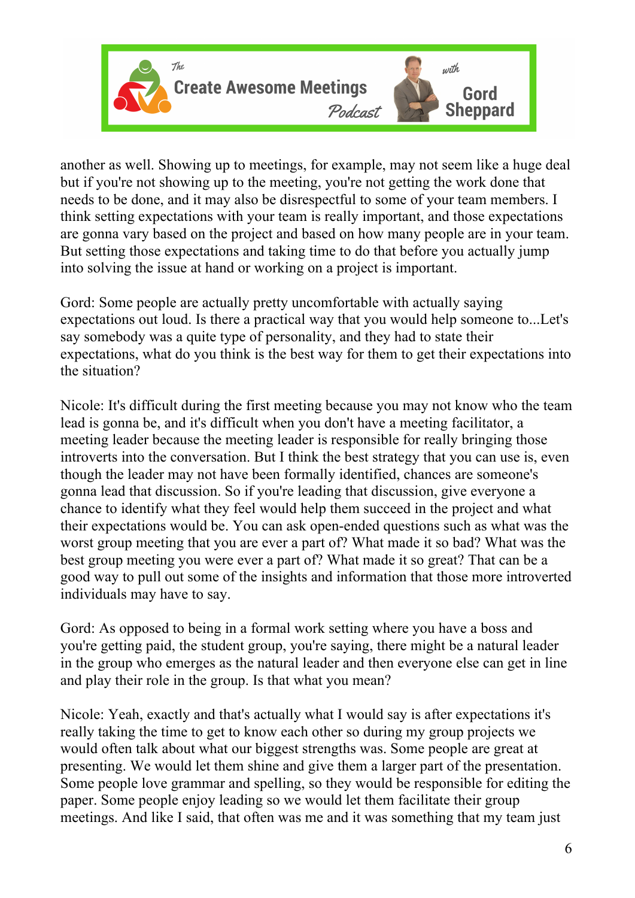another as well. Showing up to meetings, for example, may not seem like a huge deal but if you're not showing up to the meeting, you're not getting the work done that needs to be done, and it may also be disrespectful to some of your team members. I think setting expectations with your team is really important, and those expectations are gonna vary based on the project and based on how many people are in your team. But setting those expectations and taking time to do that before you actually jump into solving the issue at hand or working on a project is important.

Gord: Some people are actually pretty uncomfortable with actually saying expectations out loud. Is there a practical way that you would help someone to...Let's say somebody was a quite type of personality, and they had to state their expectations, what do you think is the best way for them to get their expectations into the situation?

Nicole: It's difficult during the first meeting because you may not know who the team lead is gonna be, and it's difficult when you don't have a meeting facilitator, a meeting leader because the meeting leader is responsible for really bringing those introverts into the conversation. But I think the best strategy that you can use is, even though the leader may not have been formally identified, chances are someone's gonna lead that discussion. So if you're leading that discussion, give everyone a chance to identify what they feel would help them succeed in the project and what their expectations would be. You can ask open-ended questions such as what was the worst group meeting that you are ever a part of? What made it so bad? What was the best group meeting you were ever a part of? What made it so great? That can be a good way to pull out some of the insights and information that those more introverted individuals may have to say.

Gord: As opposed to being in a formal work setting where you have a boss and you're getting paid, the student group, you're saying, there might be a natural leader in the group who emerges as the natural leader and then everyone else can get in line and play their role in the group. Is that what you mean?

Nicole: Yeah, exactly and that's actually what I would say is after expectations it's really taking the time to get to know each other so during my group projects we would often talk about what our biggest strengths was. Some people are great at presenting. We would let them shine and give them a larger part of the presentation. Some people love grammar and spelling, so they would be responsible for editing the paper. Some people enjoy leading so we would let them facilitate their group meetings. And like I said, that often was me and it was something that my team just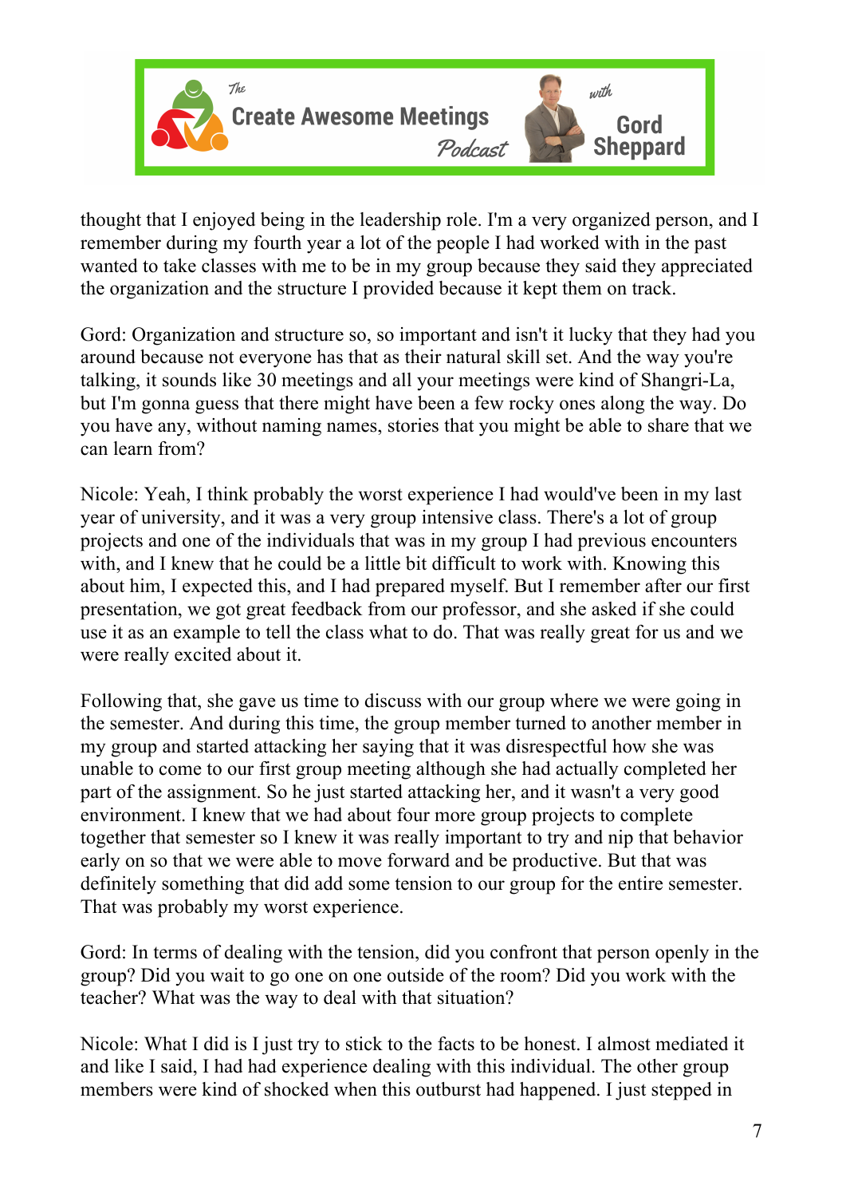thought that I enjoyed being in the leadership role. I'm a very organized person, and I remember during my fourth year a lot of the people I had worked with in the past wanted to take classes with me to be in my group because they said they appreciated the organization and the structure I provided because it kept them on track.

Gord: Organization and structure so, so important and isn't it lucky that they had you around because not everyone has that as their natural skill set. And the way you're talking, it sounds like 30 meetings and all your meetings were kind of Shangri-La, but I'm gonna guess that there might have been a few rocky ones along the way. Do you have any, without naming names, stories that you might be able to share that we can learn from?

Nicole: Yeah, I think probably the worst experience I had would've been in my last year of university, and it was a very group intensive class. There's a lot of group projects and one of the individuals that was in my group I had previous encounters with, and I knew that he could be a little bit difficult to work with. Knowing this about him, I expected this, and I had prepared myself. But I remember after our first presentation, we got great feedback from our professor, and she asked if she could use it as an example to tell the class what to do. That was really great for us and we were really excited about it.

Following that, she gave us time to discuss with our group where we were going in the semester. And during this time, the group member turned to another member in my group and started attacking her saying that it was disrespectful how she was unable to come to our first group meeting although she had actually completed her part of the assignment. So he just started attacking her, and it wasn't a very good environment. I knew that we had about four more group projects to complete together that semester so I knew it was really important to try and nip that behavior early on so that we were able to move forward and be productive. But that was definitely something that did add some tension to our group for the entire semester. That was probably my worst experience.

Gord: In terms of dealing with the tension, did you confront that person openly in the group? Did you wait to go one on one outside of the room? Did you work with the teacher? What was the way to deal with that situation?

Nicole: What I did is I just try to stick to the facts to be honest. I almost mediated it and like I said, I had had experience dealing with this individual. The other group members were kind of shocked when this outburst had happened. I just stepped in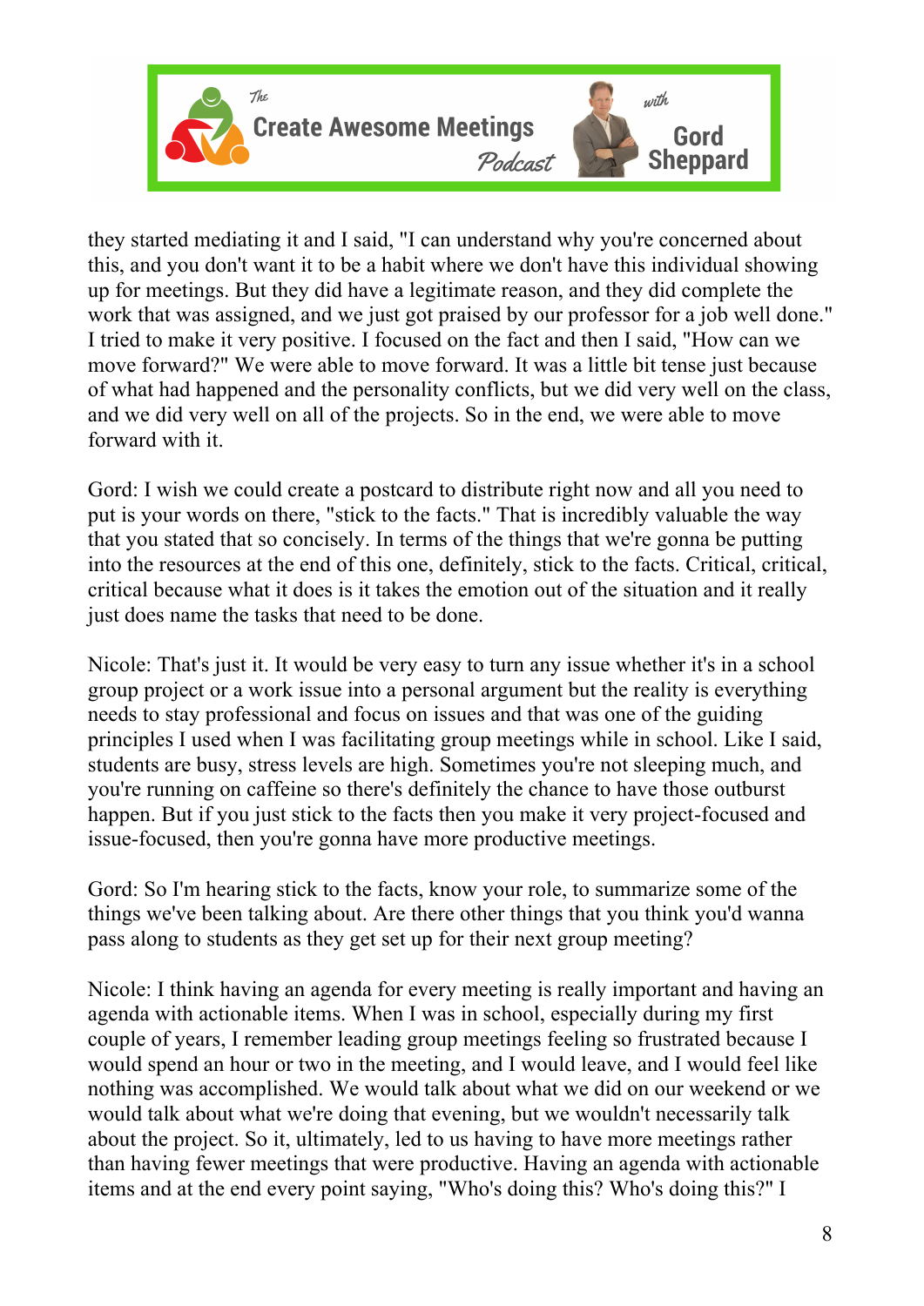they started mediating it and I said, "I can understand why you're concerned about this, and you don't want it to be a habit where we don't have this individual showing up for meetings. But they did have a legitimate reason, and they did complete the work that was assigned, and we just got praised by our professor for a job well done." I tried to make it very positive. I focused on the fact and then I said, "How can we move forward?" We were able to move forward. It was a little bit tense just because of what had happened and the personality conflicts, but we did very well on the class, and we did very well on all of the projects. So in the end, we were able to move forward with it.

Gord: I wish we could create a postcard to distribute right now and all you need to put is your words on there, "stick to the facts." That is incredibly valuable the way that you stated that so concisely. In terms of the things that we're gonna be putting into the resources at the end of this one, definitely, stick to the facts. Critical, critical, critical because what it does is it takes the emotion out of the situation and it really just does name the tasks that need to be done.

Nicole: That's just it. It would be very easy to turn any issue whether it's in a school group project or a work issue into a personal argument but the reality is everything needs to stay professional and focus on issues and that was one of the guiding principles I used when I was facilitating group meetings while in school. Like I said, students are busy, stress levels are high. Sometimes you're not sleeping much, and you're running on caffeine so there's definitely the chance to have those outburst happen. But if you just stick to the facts then you make it very project-focused and issue-focused, then you're gonna have more productive meetings.

Gord: So I'm hearing stick to the facts, know your role, to summarize some of the things we've been talking about. Are there other things that you think you'd wanna pass along to students as they get set up for their next group meeting?

Nicole: I think having an agenda for every meeting is really important and having an agenda with actionable items. When I was in school, especially during my first couple of years, I remember leading group meetings feeling so frustrated because I would spend an hour or two in the meeting, and I would leave, and I would feel like nothing was accomplished. We would talk about what we did on our weekend or we would talk about what we're doing that evening, but we wouldn't necessarily talk about the project. So it, ultimately, led to us having to have more meetings rather than having fewer meetings that were productive. Having an agenda with actionable items and at the end every point saying, "Who's doing this? Who's doing this?" I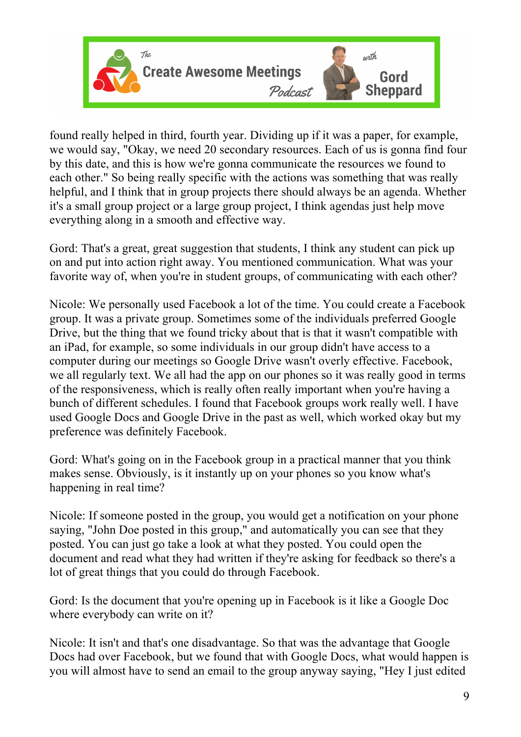found really helped in third, fourth year. Dividing up if it was a paper, for example, we would say, "Okay, we need 20 secondary resources. Each of us is gonna find four by this date, and this is how we're gonna communicate the resources we found to each other." So being really specific with the actions was something that was really helpful, and I think that in group projects there should always be an agenda. Whether it's a small group project or a large group project, I think agendas just help move everything along in a smooth and effective way.

Gord: That's a great, great suggestion that students, I think any student can pick up on and put into action right away. You mentioned communication. What was your favorite way of, when you're in student groups, of communicating with each other?

Nicole: We personally used Facebook a lot of the time. You could create a Facebook group. It was a private group. Sometimes some of the individuals preferred Google Drive, but the thing that we found tricky about that is that it wasn't compatible with an iPad, for example, so some individuals in our group didn't have access to a computer during our meetings so Google Drive wasn't overly effective. Facebook, we all regularly text. We all had the app on our phones so it was really good in terms of the responsiveness, which is really often really important when you're having a bunch of different schedules. I found that Facebook groups work really well. I have used Google Docs and Google Drive in the past as well, which worked okay but my preference was definitely Facebook.

Gord: What's going on in the Facebook group in a practical manner that you think makes sense. Obviously, is it instantly up on your phones so you know what's happening in real time?

Nicole: If someone posted in the group, you would get a notification on your phone saying, "John Doe posted in this group," and automatically you can see that they posted. You can just go take a look at what they posted. You could open the document and read what they had written if they're asking for feedback so there's a lot of great things that you could do through Facebook.

Gord: Is the document that you're opening up in Facebook is it like a Google Doc where everybody can write on it?

Nicole: It isn't and that's one disadvantage. So that was the advantage that Google Docs had over Facebook, but we found that with Google Docs, what would happen is you will almost have to send an email to the group anyway saying, "Hey I just edited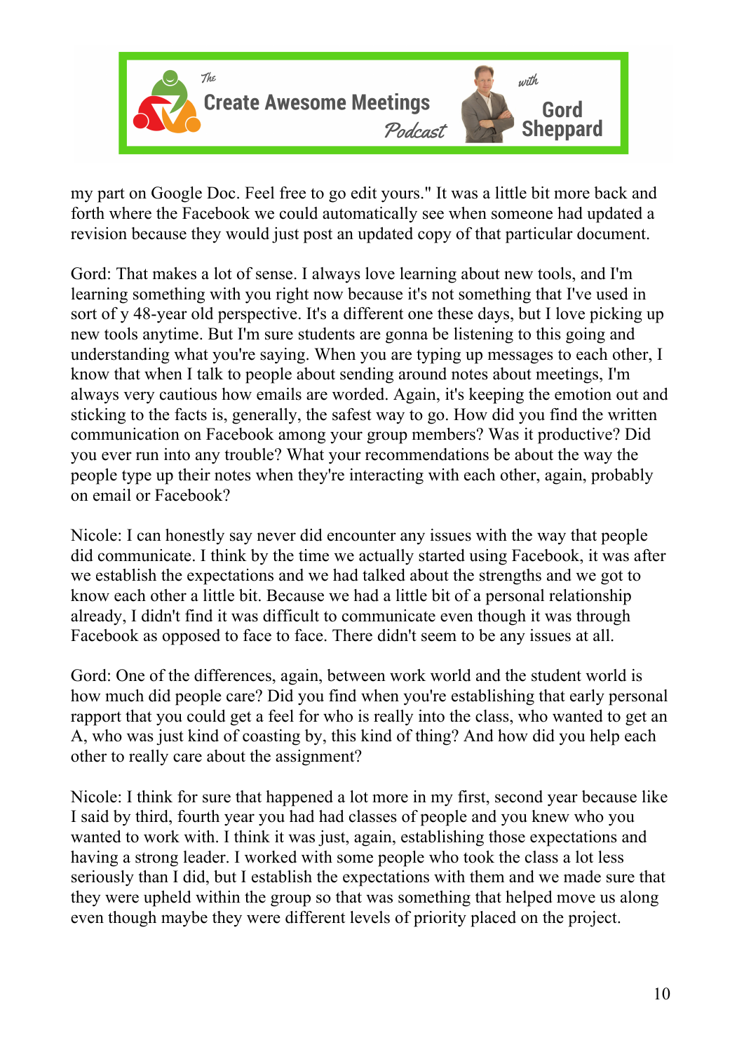my part on Google Doc. Feel free to go edit yours." It was a little bit more back and forth where the Facebook we could automatically see when someone had updated a revision because they would just post an updated copy of that particular document.

Gord: That makes a lot of sense. I always love learning about new tools, and I'm learning something with you right now because it's not something that I've used in sort of y 48-year old perspective. It's a different one these days, but I love picking up new tools anytime. But I'm sure students are gonna be listening to this going and understanding what you're saying. When you are typing up messages to each other, I know that when I talk to people about sending around notes about meetings, I'm always very cautious how emails are worded. Again, it's keeping the emotion out and sticking to the facts is, generally, the safest way to go. How did you find the written communication on Facebook among your group members? Was it productive? Did you ever run into any trouble? What your recommendations be about the way the people type up their notes when they're interacting with each other, again, probably on email or Facebook?

Nicole: I can honestly say never did encounter any issues with the way that people did communicate. I think by the time we actually started using Facebook, it was after we establish the expectations and we had talked about the strengths and we got to know each other a little bit. Because we had a little bit of a personal relationship already, I didn't find it was difficult to communicate even though it was through Facebook as opposed to face to face. There didn't seem to be any issues at all.

Gord: One of the differences, again, between work world and the student world is how much did people care? Did you find when you're establishing that early personal rapport that you could get a feel for who is really into the class, who wanted to get an A, who was just kind of coasting by, this kind of thing? And how did you help each other to really care about the assignment?

Nicole: I think for sure that happened a lot more in my first, second year because like I said by third, fourth year you had had classes of people and you knew who you wanted to work with. I think it was just, again, establishing those expectations and having a strong leader. I worked with some people who took the class a lot less seriously than I did, but I establish the expectations with them and we made sure that they were upheld within the group so that was something that helped move us along even though maybe they were different levels of priority placed on the project.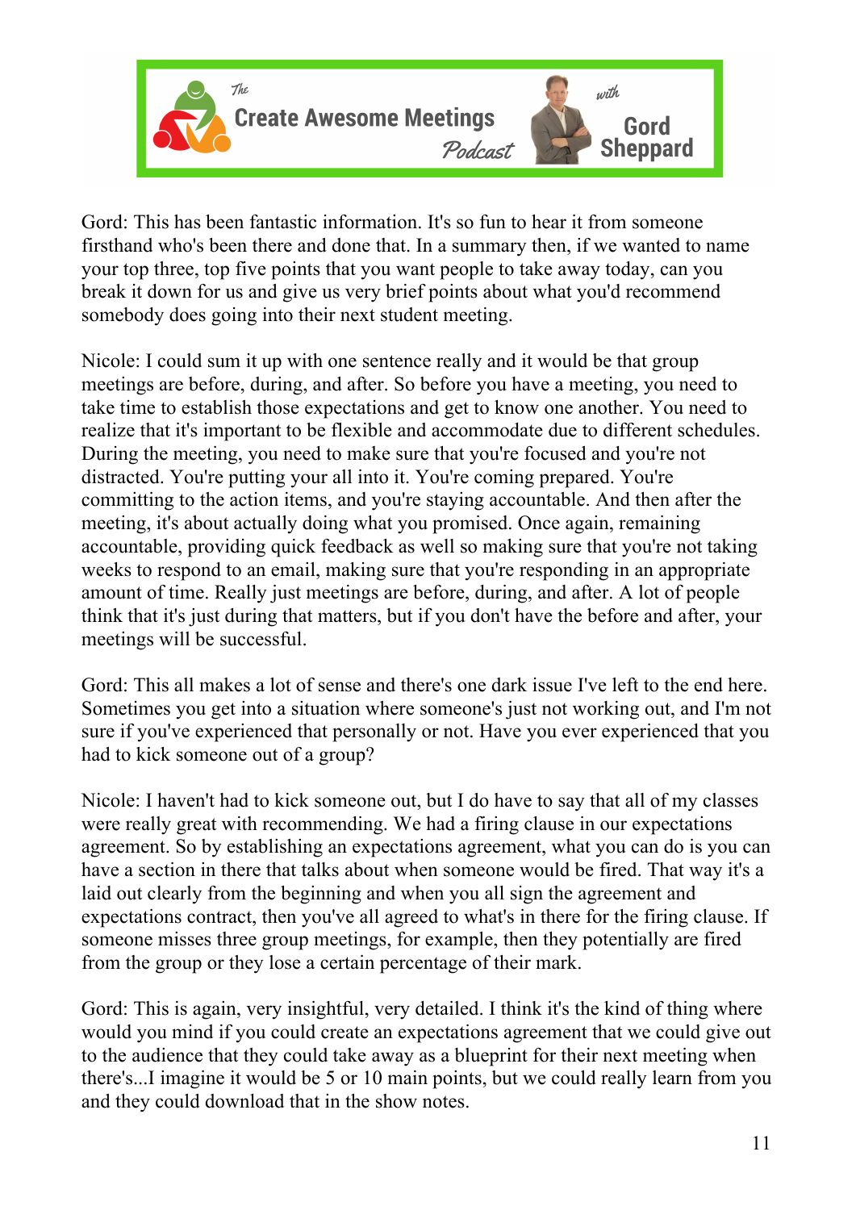Gord: This has been fantastic information. It's so fun to hear it from someone firsthand who's been there and done that. In a summary then, if we wanted to name your top three, top five points that you want people to take away today, can you break it down for us and give us very brief points about what you'd recommend somebody does going into their next student meeting.

Nicole: I could sum it up with one sentence really and it would be that group meetings are before, during, and after. So before you have a meeting, you need to take time to establish those expectations and get to know one another. You need to realize that it's important to be flexible and accommodate due to different schedules. During the meeting, you need to make sure that you're focused and you're not distracted. You're putting your all into it. You're coming prepared. You're committing to the action items, and you're staying accountable. And then after the meeting, it's about actually doing what you promised. Once again, remaining accountable, providing quick feedback as well so making sure that you're not taking weeks to respond to an email, making sure that you're responding in an appropriate amount of time. Really just meetings are before, during, and after. A lot of people think that it's just during that matters, but if you don't have the before and after, your meetings will be successful.

Gord: This all makes a lot of sense and there's one dark issue I've left to the end here. Sometimes you get into a situation where someone's just not working out, and I'm not sure if you've experienced that personally or not. Have you ever experienced that you had to kick someone out of a group?

Nicole: I haven't had to kick someone out, but I do have to say that all of my classes were really great with recommending. We had a firing clause in our expectations agreement. So by establishing an expectations agreement, what you can do is you can have a section in there that talks about when someone would be fired. That way it's a laid out clearly from the beginning and when you all sign the agreement and expectations contract, then you've all agreed to what's in there for the firing clause. If someone misses three group meetings, for example, then they potentially are fired from the group or they lose a certain percentage of their mark.

Gord: This is again, very insightful, very detailed. I think it's the kind of thing where would you mind if you could create an expectations agreement that we could give out to the audience that they could take away as a blueprint for their next meeting when there's...I imagine it would be 5 or 10 main points, but we could really learn from you and they could download that in the show notes.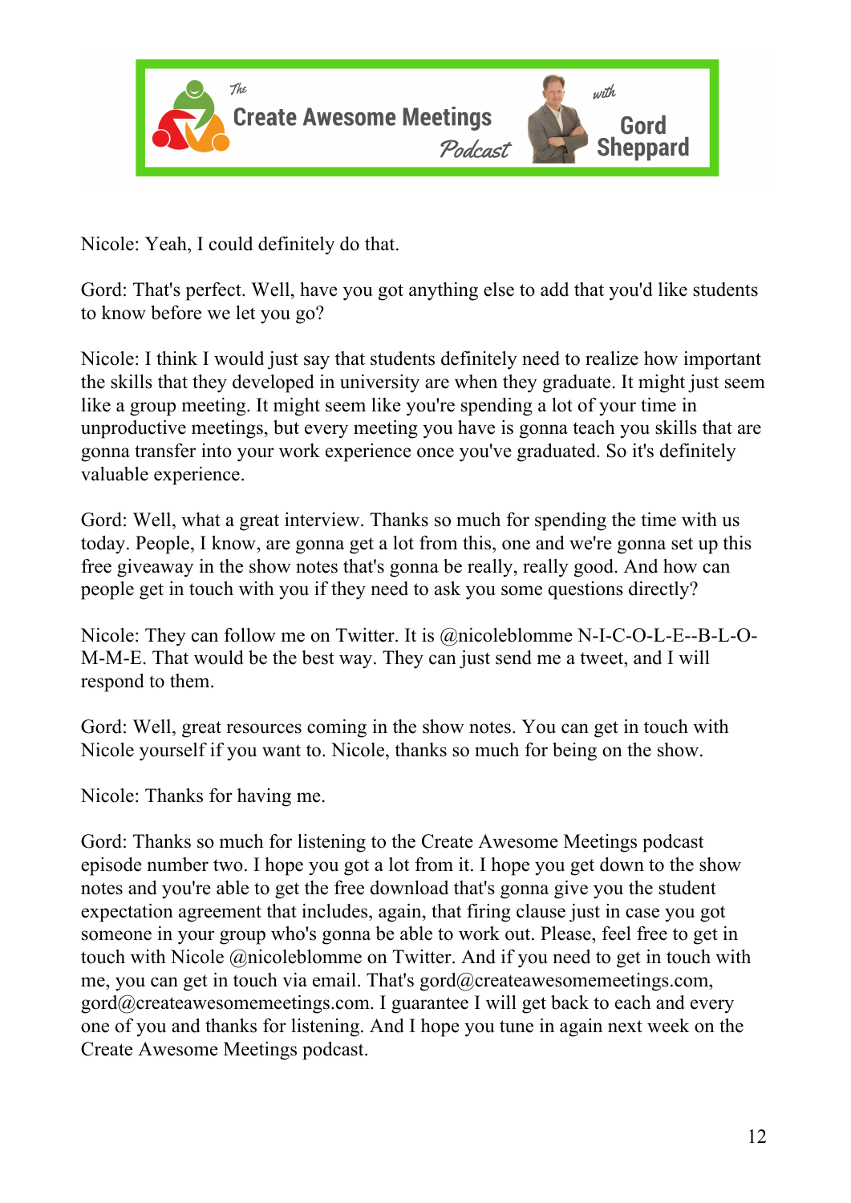Nicole: Yeah, I could definitely do that.

Gord: That's perfect. Well, have you got anything else to add that you'd like students to know before we let you go?

Nicole: I think I would just say that students definitely need to realize how important the skills that they developed in university are when they graduate. It might just seem like a group meeting. It might seem like you're spending a lot of your time in unproductive meetings, but every meeting you have is gonna teach you skills that are gonna transfer into your work experience once you've graduated. So it's definitely valuable experience.

Gord: Well, what a great interview. Thanks so much for spending the time with us today. People, I know, are gonna get a lot from this, one and we're gonna set up this free giveaway in the show notes that's gonna be really, really good. And how can people get in touch with you if they need to ask you some questions directly?

Nicole: They can follow me on Twitter. It is @nicoleblomme N-I-C-O-L-E--B-L-O-M-M-E. That would be the best way. They can just send me a tweet, and I will respond to them.

Gord: Well, great resources coming in the show notes. You can get in touch with Nicole yourself if you want to. Nicole, thanks so much for being on the show.

Nicole: Thanks for having me.

Gord: Thanks so much for listening to the Create Awesome Meetings podcast episode number two. I hope you got a lot from it. I hope you get down to the show notes and you're able to get the free download that's gonna give you the student expectation agreement that includes, again, that firing clause just in case you got someone in your group who's gonna be able to work out. Please, feel free to get in touch with Nicole @nicoleblomme on Twitter. And if you need to get in touch with me, you can get in touch via email. That's gord@createawesomemeetings.com, gord@createawesomemeetings.com. I guarantee I will get back to each and every one of you and thanks for listening. And I hope you tune in again next week on the Create Awesome Meetings podcast.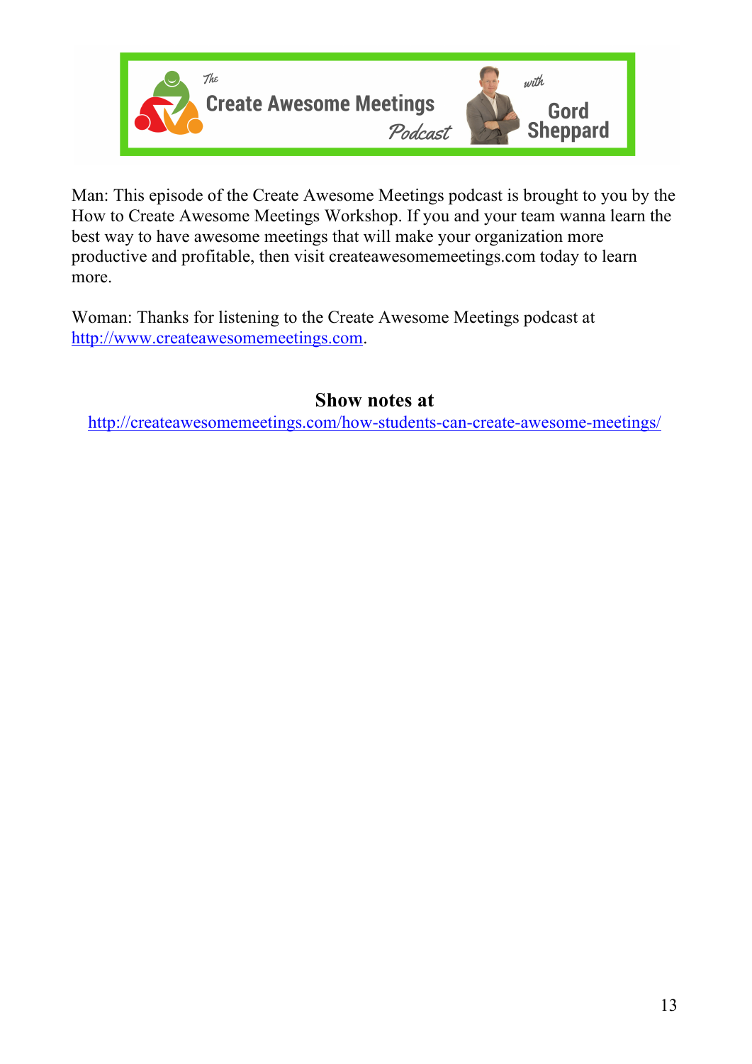Man: This episode of the Create Awesome Meetings podcast is brought to you by the How to Create Awesome Meetings Workshop. If you and your team wanna learn the best way to have awesome meetings that will make your organization more productive and profitable, then visit createawesomemeetings.com today to learn more.

Woman: Thanks for listening to the Create Awesome Meetings podcast at http://www.createawesomemeetings.com.

**Show notes at**
http://createawesomemeetings.com/how-students-can-create-awesome-meetings/